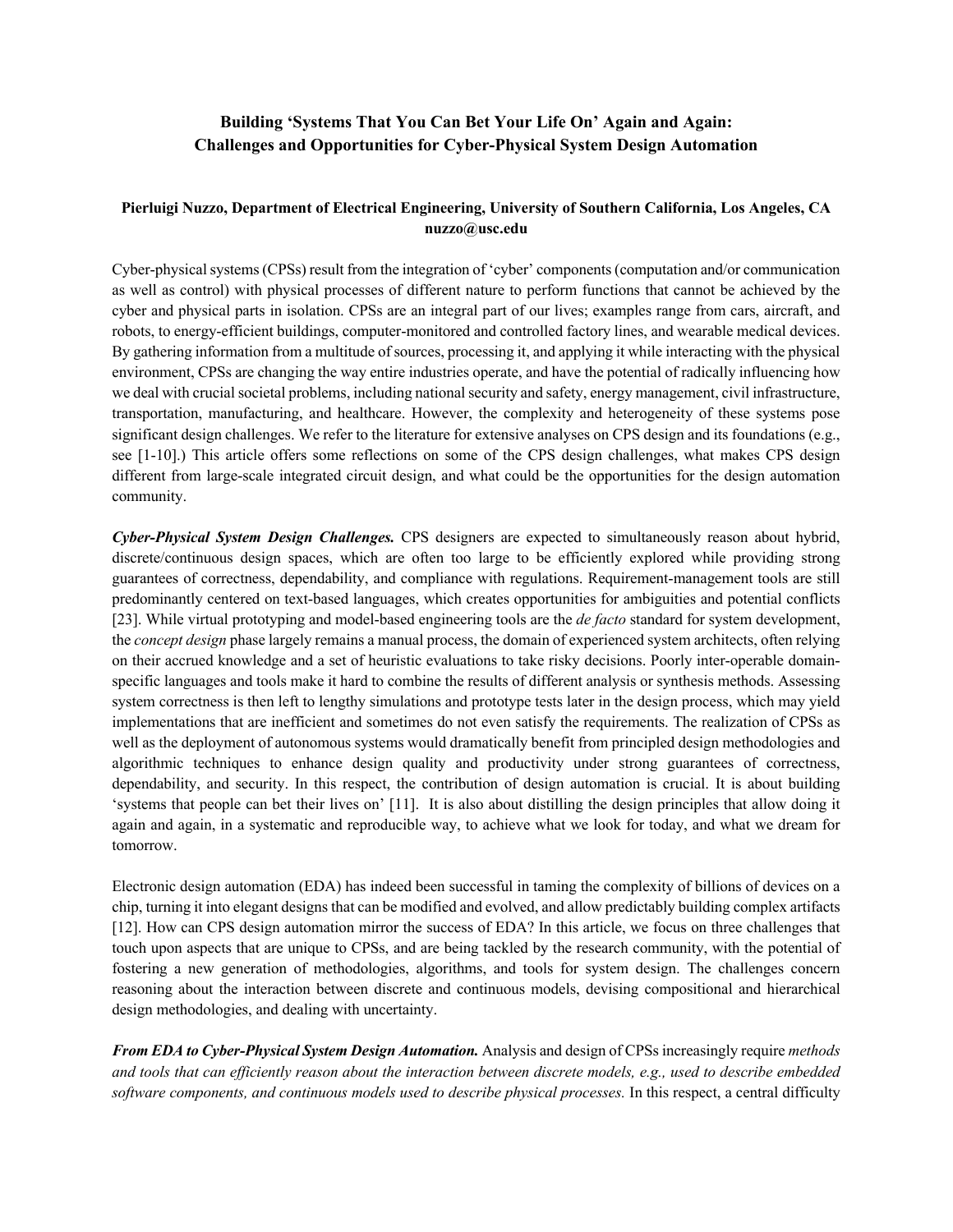# Building 'Systems That You Can Bet Your Life On' Again and Again: Challenges and Opportunities for Cyber-Physical System Design Automation

**Pierluigi Nuzzo, Department of Electrical Engineering, University of Southern California, Los Angeles, CA**
**nuzzo@usc.edu**

Cyber-physical systems (CPSs) result from the integration of 'cyber' components (computation and/or communication as well as control) with physical processes of different nature to perform functions that cannot be achieved by the cyber and physical parts in isolation. CPSs are an integral part of our lives; examples range from cars, aircraft, and robots, to energy-efficient buildings, computer-monitored and controlled factory lines, and wearable medical devices. By gathering information from a multitude of sources, processing it, and applying it while interacting with the physical environment, CPSs are changing the way entire industries operate, and have the potential of radically influencing how we deal with crucial societal problems, including national security and safety, energy management, civil infrastructure, transportation, manufacturing, and healthcare. However, the complexity and heterogeneity of these systems pose significant design challenges. We refer to the literature for extensive analyses on CPS design and its foundations (e.g., see [1-10].) This article offers some reflections on some of the CPS design challenges, what makes CPS design different from large-scale integrated circuit design, and what could be the opportunities for the design automation community.

***Cyber-Physical System Design Challenges.*** CPS designers are expected to simultaneously reason about hybrid, discrete/continuous design spaces, which are often too large to be efficiently explored while providing strong guarantees of correctness, dependability, and compliance with regulations. Requirement-management tools are still predominantly centered on text-based languages, which creates opportunities for ambiguities and potential conflicts [23]. While virtual prototyping and model-based engineering tools are the *de facto* standard for system development, the *concept design* phase largely remains a manual process, the domain of experienced system architects, often relying on their accrued knowledge and a set of heuristic evaluations to take risky decisions. Poorly inter-operable domain-specific languages and tools make it hard to combine the results of different analysis or synthesis methods. Assessing system correctness is then left to lengthy simulations and prototype tests later in the design process, which may yield implementations that are inefficient and sometimes do not even satisfy the requirements. The realization of CPSs as well as the deployment of autonomous systems would dramatically benefit from principled design methodologies and algorithmic techniques to enhance design quality and productivity under strong guarantees of correctness, dependability, and security. In this respect, the contribution of design automation is crucial. It is about building 'systems that people can bet their lives on' [11]. It is also about distilling the design principles that allow doing it again and again, in a systematic and reproducible way, to achieve what we look for today, and what we dream for tomorrow.

Electronic design automation (EDA) has indeed been successful in taming the complexity of billions of devices on a chip, turning it into elegant designs that can be modified and evolved, and allow predictably building complex artifacts [12]. How can CPS design automation mirror the success of EDA? In this article, we focus on three challenges that touch upon aspects that are unique to CPSs, and are being tackled by the research community, with the potential of fostering a new generation of methodologies, algorithms, and tools for system design. The challenges concern reasoning about the interaction between discrete and continuous models, devising compositional and hierarchical design methodologies, and dealing with uncertainty.

***From EDA to Cyber-Physical System Design Automation.*** Analysis and design of CPSs increasingly require *methods and tools that can efficiently reason about the interaction between discrete models, e.g., used to describe embedded software components, and continuous models used to describe physical processes.* In this respect, a central difficulty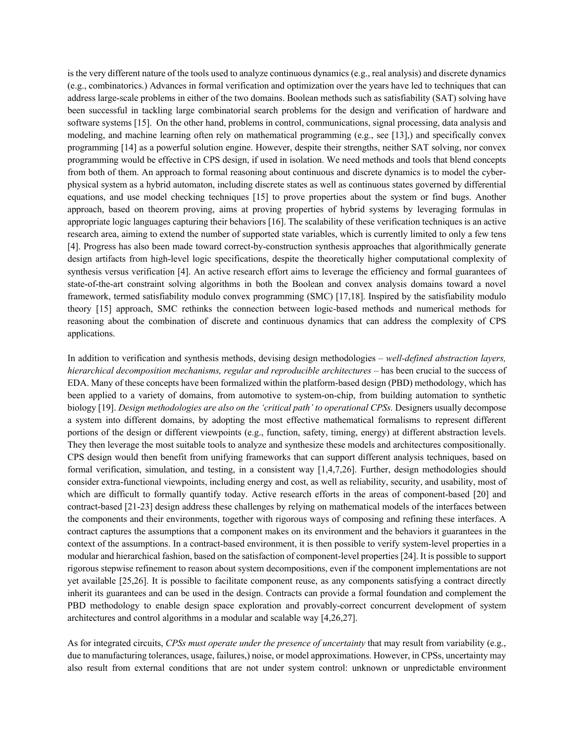is the very different nature of the tools used to analyze continuous dynamics (e.g., real analysis) and discrete dynamics (e.g., combinatorics.) Advances in formal verification and optimization over the years have led to techniques that can address large-scale problems in either of the two domains. Boolean methods such as satisfiability (SAT) solving have been successful in tackling large combinatorial search problems for the design and verification of hardware and software systems [15]. On the other hand, problems in control, communications, signal processing, data analysis and modeling, and machine learning often rely on mathematical programming (e.g., see [13],) and specifically convex programming [14] as a powerful solution engine. However, despite their strengths, neither SAT solving, nor convex programming would be effective in CPS design, if used in isolation. We need methods and tools that blend concepts from both of them. An approach to formal reasoning about continuous and discrete dynamics is to model the cyber-physical system as a hybrid automaton, including discrete states as well as continuous states governed by differential equations, and use model checking techniques [15] to prove properties about the system or find bugs. Another approach, based on theorem proving, aims at proving properties of hybrid systems by leveraging formulas in appropriate logic languages capturing their behaviors [16]. The scalability of these verification techniques is an active research area, aiming to extend the number of supported state variables, which is currently limited to only a few tens [4]. Progress has also been made toward correct-by-construction synthesis approaches that algorithmically generate design artifacts from high-level logic specifications, despite the theoretically higher computational complexity of synthesis versus verification [4]. An active research effort aims to leverage the efficiency and formal guarantees of state-of-the-art constraint solving algorithms in both the Boolean and convex analysis domains toward a novel framework, termed satisfiability modulo convex programming (SMC) [17,18]. Inspired by the satisfiability modulo theory [15] approach, SMC rethinks the connection between logic-based methods and numerical methods for reasoning about the combination of discrete and continuous dynamics that can address the complexity of CPS applications.

In addition to verification and synthesis methods, devising design methodologies – *well-defined abstraction layers, hierarchical decomposition mechanisms, regular and reproducible architectures* – has been crucial to the success of EDA. Many of these concepts have been formalized within the platform-based design (PBD) methodology, which has been applied to a variety of domains, from automotive to system-on-chip, from building automation to synthetic biology [19]. *Design methodologies are also on the 'critical path' to operational CPSs.* Designers usually decompose a system into different domains, by adopting the most effective mathematical formalisms to represent different portions of the design or different viewpoints (e.g., function, safety, timing, energy) at different abstraction levels. They then leverage the most suitable tools to analyze and synthesize these models and architectures compositionally. CPS design would then benefit from unifying frameworks that can support different analysis techniques, based on formal verification, simulation, and testing, in a consistent way [1,4,7,26]. Further, design methodologies should consider extra-functional viewpoints, including energy and cost, as well as reliability, security, and usability, most of which are difficult to formally quantify today. Active research efforts in the areas of component-based [20] and contract-based [21-23] design address these challenges by relying on mathematical models of the interfaces between the components and their environments, together with rigorous ways of composing and refining these interfaces. A contract captures the assumptions that a component makes on its environment and the behaviors it guarantees in the context of the assumptions. In a contract-based environment, it is then possible to verify system-level properties in a modular and hierarchical fashion, based on the satisfaction of component-level properties [24]. It is possible to support rigorous stepwise refinement to reason about system decompositions, even if the component implementations are not yet available [25,26]. It is possible to facilitate component reuse, as any components satisfying a contract directly inherit its guarantees and can be used in the design. Contracts can provide a formal foundation and complement the PBD methodology to enable design space exploration and provably-correct concurrent development of system architectures and control algorithms in a modular and scalable way [4,26,27].

As for integrated circuits, *CPSs must operate under the presence of uncertainty* that may result from variability (e.g., due to manufacturing tolerances, usage, failures,) noise, or model approximations. However, in CPSs, uncertainty may also result from external conditions that are not under system control: unknown or unpredictable environment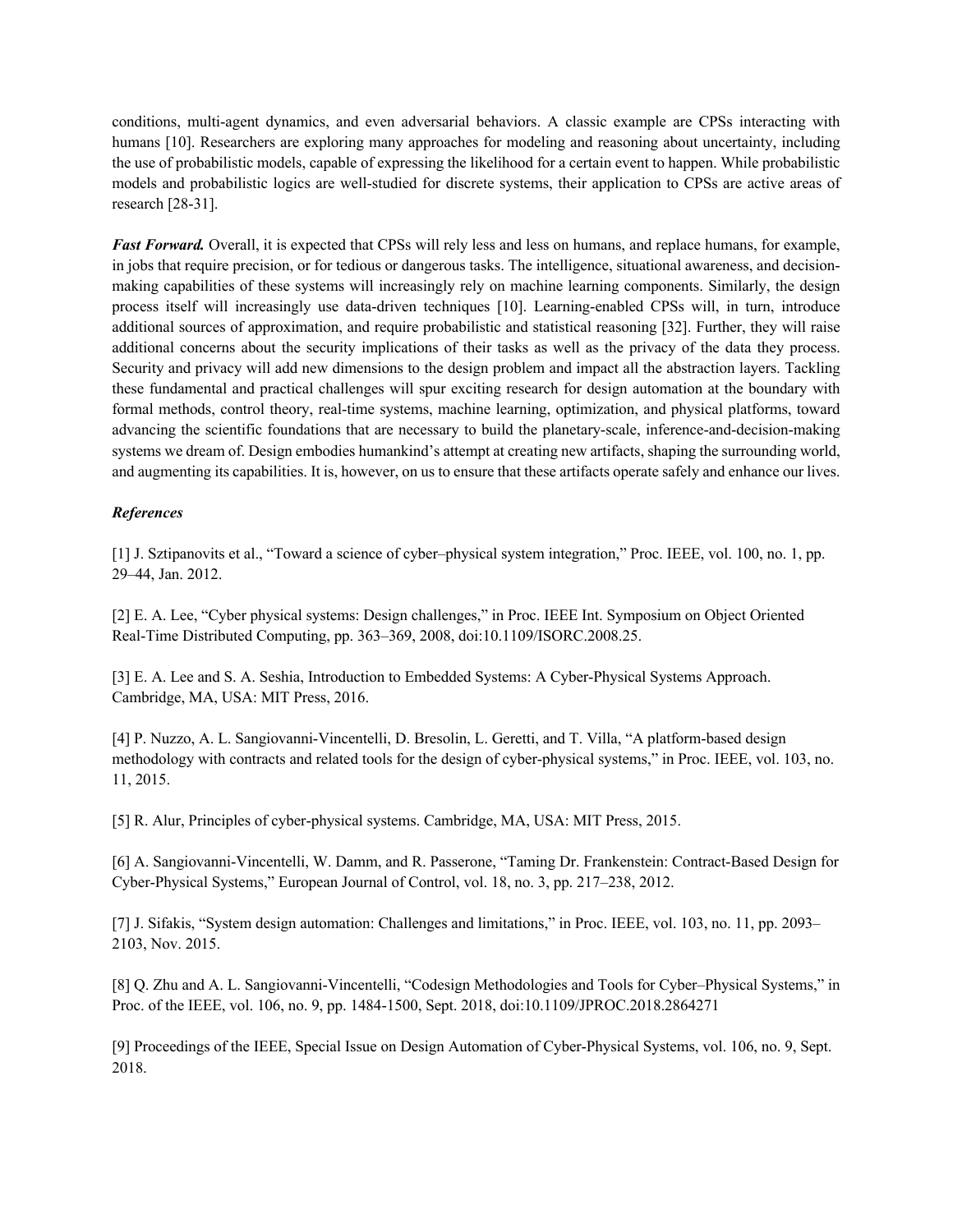conditions, multi-agent dynamics, and even adversarial behaviors. A classic example are CPSs interacting with humans [10]. Researchers are exploring many approaches for modeling and reasoning about uncertainty, including the use of probabilistic models, capable of expressing the likelihood for a certain event to happen. While probabilistic models and probabilistic logics are well-studied for discrete systems, their application to CPSs are active areas of research [28-31].

***Fast Forward.*** Overall, it is expected that CPSs will rely less and less on humans, and replace humans, for example, in jobs that require precision, or for tedious or dangerous tasks. The intelligence, situational awareness, and decision-making capabilities of these systems will increasingly rely on machine learning components. Similarly, the design process itself will increasingly use data-driven techniques [10]. Learning-enabled CPSs will, in turn, introduce additional sources of approximation, and require probabilistic and statistical reasoning [32]. Further, they will raise additional concerns about the security implications of their tasks as well as the privacy of the data they process. Security and privacy will add new dimensions to the design problem and impact all the abstraction layers. Tackling these fundamental and practical challenges will spur exciting research for design automation at the boundary with formal methods, control theory, real-time systems, machine learning, optimization, and physical platforms, toward advancing the scientific foundations that are necessary to build the planetary-scale, inference-and-decision-making systems we dream of. Design embodies humankind's attempt at creating new artifacts, shaping the surrounding world, and augmenting its capabilities. It is, however, on us to ensure that these artifacts operate safely and enhance our lives.

***References***

[1] J. Sztipanovits et al., "Toward a science of cyber–physical system integration," Proc. IEEE, vol. 100, no. 1, pp. 29–44, Jan. 2012.

[2] E. A. Lee, "Cyber physical systems: Design challenges," in Proc. IEEE Int. Symposium on Object Oriented Real-Time Distributed Computing, pp. 363–369, 2008, doi:10.1109/ISORC.2008.25.

[3] E. A. Lee and S. A. Seshia, Introduction to Embedded Systems: A Cyber-Physical Systems Approach. Cambridge, MA, USA: MIT Press, 2016.

[4] P. Nuzzo, A. L. Sangiovanni-Vincentelli, D. Bresolin, L. Geretti, and T. Villa, "A platform-based design methodology with contracts and related tools for the design of cyber-physical systems," in Proc. IEEE, vol. 103, no. 11, 2015.

[5] R. Alur, Principles of cyber-physical systems. Cambridge, MA, USA: MIT Press, 2015.

[6] A. Sangiovanni-Vincentelli, W. Damm, and R. Passerone, "Taming Dr. Frankenstein: Contract-Based Design for Cyber-Physical Systems," European Journal of Control, vol. 18, no. 3, pp. 217–238, 2012.

[7] J. Sifakis, "System design automation: Challenges and limitations," in Proc. IEEE, vol. 103, no. 11, pp. 2093–2103, Nov. 2015.

[8] Q. Zhu and A. L. Sangiovanni-Vincentelli, "Codesign Methodologies and Tools for Cyber–Physical Systems," in Proc. of the IEEE, vol. 106, no. 9, pp. 1484-1500, Sept. 2018, doi:10.1109/JPROC.2018.2864271

[9] Proceedings of the IEEE, Special Issue on Design Automation of Cyber-Physical Systems, vol. 106, no. 9, Sept. 2018.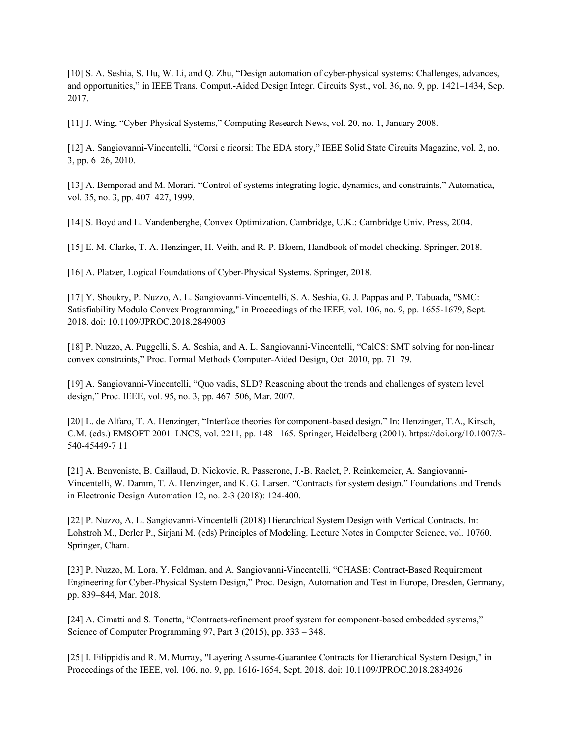[10] S. A. Seshia, S. Hu, W. Li, and Q. Zhu, “Design automation of cyber-physical systems: Challenges, advances, and opportunities,” in IEEE Trans. Comput.-Aided Design Integr. Circuits Syst., vol. 36, no. 9, pp. 1421–1434, Sep. 2017.

[11] J. Wing, “Cyber-Physical Systems,” Computing Research News, vol. 20, no. 1, January 2008.

[12] A. Sangiovanni-Vincentelli, “Corsi e ricorsi: The EDA story,” IEEE Solid State Circuits Magazine, vol. 2, no. 3, pp. 6–26, 2010.

[13] A. Bemporad and M. Morari. “Control of systems integrating logic, dynamics, and constraints,” Automatica, vol. 35, no. 3, pp. 407–427, 1999.

[14] S. Boyd and L. Vandenberghe, Convex Optimization. Cambridge, U.K.: Cambridge Univ. Press, 2004.

[15] E. M. Clarke, T. A. Henzinger, H. Veith, and R. P. Bloem, Handbook of model checking. Springer, 2018.

[16] A. Platzer, Logical Foundations of Cyber-Physical Systems. Springer, 2018.

[17] Y. Shoukry, P. Nuzzo, A. L. Sangiovanni-Vincentelli, S. A. Seshia, G. J. Pappas and P. Tabuada, "SMC: Satisfiability Modulo Convex Programming," in Proceedings of the IEEE, vol. 106, no. 9, pp. 1655-1679, Sept. 2018. doi: 10.1109/JPROC.2018.2849003

[18] P. Nuzzo, A. Puggelli, S. A. Seshia, and A. L. Sangiovanni-Vincentelli, “CalCS: SMT solving for non-linear convex constraints,” Proc. Formal Methods Computer-Aided Design, Oct. 2010, pp. 71–79.

[19] A. Sangiovanni-Vincentelli, “Quo vadis, SLD? Reasoning about the trends and challenges of system level design,” Proc. IEEE, vol. 95, no. 3, pp. 467–506, Mar. 2007.

[20] L. de Alfaro, T. A. Henzinger, “Interface theories for component-based design.” In: Henzinger, T.A., Kirsch, C.M. (eds.) EMSOFT 2001. LNCS, vol. 2211, pp. 148– 165. Springer, Heidelberg (2001). https://doi.org/10.1007/3-540-45449-7 11

[21] A. Benveniste, B. Caillaud, D. Nickovic, R. Passerone, J.-B. Raclet, P. Reinkemeier, A. Sangiovanni-Vincentelli, W. Damm, T. A. Henzinger, and K. G. Larsen. “Contracts for system design.” Foundations and Trends in Electronic Design Automation 12, no. 2-3 (2018): 124-400.

[22] P. Nuzzo, A. L. Sangiovanni-Vincentelli (2018) Hierarchical System Design with Vertical Contracts. In: Lohstroh M., Derler P., Sirjani M. (eds) Principles of Modeling. Lecture Notes in Computer Science, vol. 10760. Springer, Cham.

[23] P. Nuzzo, M. Lora, Y. Feldman, and A. Sangiovanni-Vincentelli, “CHASE: Contract-Based Requirement Engineering for Cyber-Physical System Design,” Proc. Design, Automation and Test in Europe, Dresden, Germany, pp. 839–844, Mar. 2018.

[24] A. Cimatti and S. Tonetta, “Contracts-refinement proof system for component-based embedded systems,” Science of Computer Programming 97, Part 3 (2015), pp. 333 – 348.

[25] I. Filippidis and R. M. Murray, "Layering Assume-Guarantee Contracts for Hierarchical System Design," in Proceedings of the IEEE, vol. 106, no. 9, pp. 1616-1654, Sept. 2018. doi: 10.1109/JPROC.2018.2834926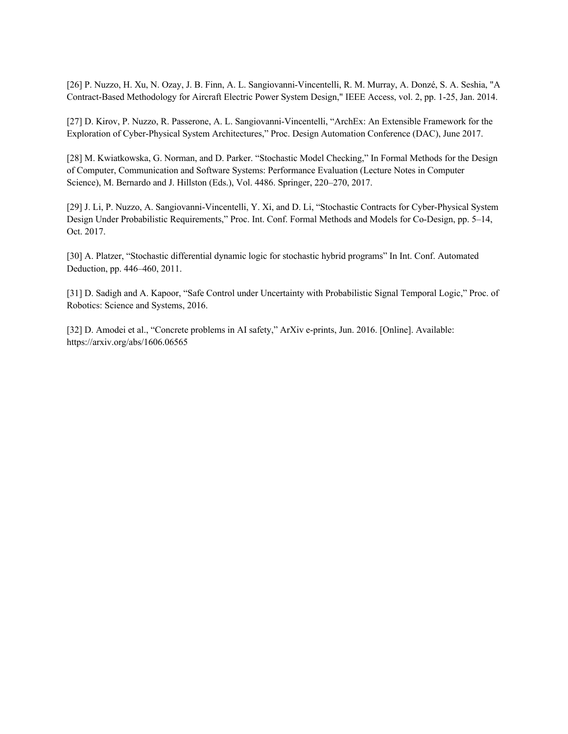[26] P. Nuzzo, H. Xu, N. Ozay, J. B. Finn, A. L. Sangiovanni-Vincentelli, R. M. Murray, A. Donzé, S. A. Seshia, "A Contract-Based Methodology for Aircraft Electric Power System Design," IEEE Access, vol. 2, pp. 1-25, Jan. 2014.

[27] D. Kirov, P. Nuzzo, R. Passerone, A. L. Sangiovanni-Vincentelli, "ArchEx: An Extensible Framework for the Exploration of Cyber-Physical System Architectures," Proc. Design Automation Conference (DAC), June 2017.

[28] M. Kwiatkowska, G. Norman, and D. Parker. "Stochastic Model Checking," In Formal Methods for the Design of Computer, Communication and Software Systems: Performance Evaluation (Lecture Notes in Computer Science), M. Bernardo and J. Hillston (Eds.), Vol. 4486. Springer, 220–270, 2017.

[29] J. Li, P. Nuzzo, A. Sangiovanni-Vincentelli, Y. Xi, and D. Li, "Stochastic Contracts for Cyber-Physical System Design Under Probabilistic Requirements," Proc. Int. Conf. Formal Methods and Models for Co-Design, pp. 5–14, Oct. 2017.

[30] A. Platzer, "Stochastic differential dynamic logic for stochastic hybrid programs" In Int. Conf. Automated Deduction, pp. 446–460, 2011.

[31] D. Sadigh and A. Kapoor, "Safe Control under Uncertainty with Probabilistic Signal Temporal Logic," Proc. of Robotics: Science and Systems, 2016.

[32] D. Amodei et al., "Concrete problems in AI safety," ArXiv e-prints, Jun. 2016. [Online]. Available: https://arxiv.org/abs/1606.06565